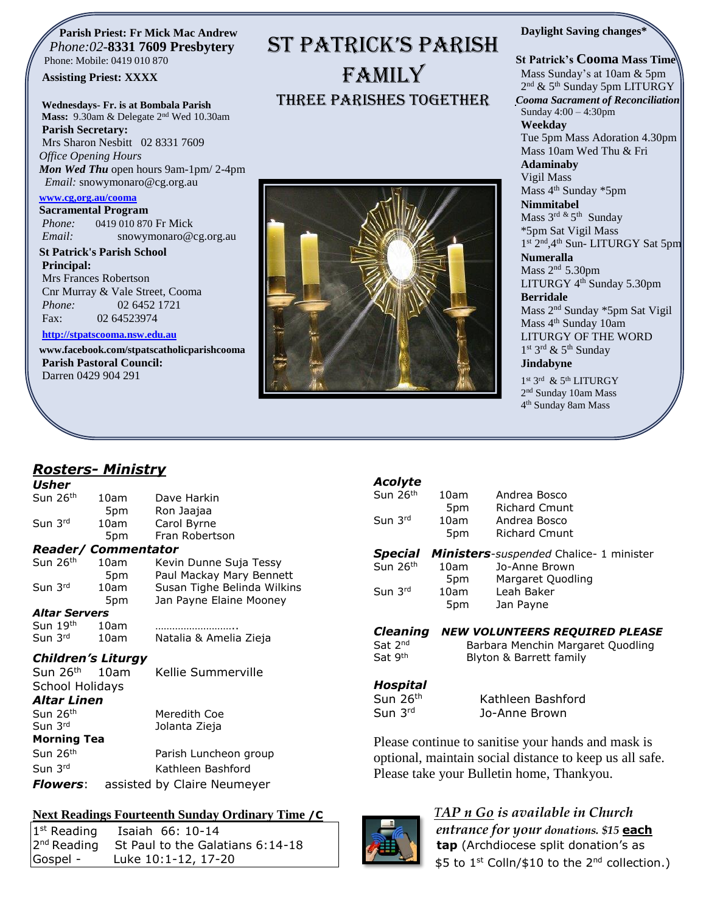# ST PATRICK'S PARISH FAMILY

## THREE PARISHES TOGETHER

**Parish Priest: Fr Mick Mac Andrew**
*Phone:02*-**8331 7609 Presbytery**
Phone: Mobile: 0419 010 870

**Assisting Priest: XXXX**

**Wednesdays- Fr. is at Bombala Parish**
**Mass:** 9.30am & Delegate 2nd Wed 10.30am

**Parish Secretary:**
Mrs Sharon Nesbitt 02 8331 7609
*Office Opening Hours*
***Mon Wed Thu*** open hours 9am-1pm/ 2-4pm
*Email:* snowymonaro@cg.org.au

**www.cg,org.au/cooma**

**Sacramental Program**
*Phone:* 0419 010 870 Fr Mick
*Email:* snowymonaro@cg.org.au

**St Patrick's Parish School**
**Principal:**
Mrs Frances Robertson
Cnr Murray & Vale Street, Cooma
*Phone:* 02 6452 1721
Fax: 02 64523974

**http://stpatscooma.nsw.edu.au**

**www.facebook.com/stpatscatholicparishcooma**

**Parish Pastoral Council:**
Darren 0429 904 291

**Daylight Saving changes***

**St Patrick's Cooma Mass Time**
Mass Sunday's at 10am & 5pm
2nd & 5th Sunday 5pm LITURGY

***Cooma Sacrament of Reconciliation***
Sunday 4:00 – 4:30pm

**Weekday**
Tue 5pm Mass Adoration 4.30pm
Mass 10am Wed Thu & Fri

**Adaminaby**
Vigil Mass
Mass 4th Sunday *5pm

**Nimmitabel**
Mass 3rd & 5th Sunday
*5pm Sat Vigil Mass
1st 2nd,4th Sun- LITURGY Sat 5pm

**Numeralla**
Mass 2nd 5.30pm
LITURGY 4th Sunday 5.30pm

**Berridale**
Mass 2nd Sunday *5pm Sat Vigil
Mass 4th Sunday 10am
LITURGY OF THE WORD
1st 3rd & 5th Sunday

**Jindabyne**
1st 3rd & 5th LITURGY
2nd Sunday 10am Mass
4th Sunday 8am Mass

## *Rosters- Ministry*

***Usher***

| | | |
|---|---|---|
| Sun 26th | 10am | Dave Harkin |
| | 5pm | Ron Jaajaa |
| Sun 3rd | 10am | Carol Byrne |
| | 5pm | Fran Robertson |

***Reader/ Commentator***

| | | |
|---|---|---|
| Sun 26th | 10am | Kevin Dunne Suja Tessy |
| | 5pm | Paul Mackay Mary Bennett |
| Sun 3rd | 10am | Susan Tighe Belinda Wilkins |
| | 5pm | Jan Payne Elaine Mooney |

***Altar Servers***

| | | |
|---|---|---|
| Sun 19th | 10am | ……………………….. |
| Sun 3rd | 10am | Natalia & Amelia Zieja |

***Children's Liturgy***
Sun 26th 10am Kellie Summerville
School Holidays

***Altar Linen***

| | |
|---|---|
| Sun 26th | Meredith Coe |
| Sun 3rd | Jolanta Zieja |

**Morning Tea**

| | |
|---|---|
| Sun 26th | Parish Luncheon group |
| Sun 3rd | Kathleen Bashford |

***Flowers***: assisted by Claire Neumeyer

***Acolyte***

| | | |
|---|---|---|
| Sun 26th | 10am | Andrea Bosco |
| | 5pm | Richard Cmunt |
| Sun 3rd | 10am | Andrea Bosco |
| | 5pm | Richard Cmunt |

***Special Ministers****-suspended* Chalice- 1 minister

| | | |
|---|---|---|
| Sun 26th | 10am | Jo-Anne Brown |
| | 5pm | Margaret Quodling |
| Sun 3rd | 10am | Leah Baker |
| | 5pm | Jan Payne |

***Cleaning NEW VOLUNTEERS REQUIRED PLEASE***

| | |
|---|---|
| Sat 2nd | Barbara Menchin Margaret Quodling |
| Sat 9th | Blyton & Barrett family |

***Hospital***

| | |
|---|---|
| Sun 26th | Kathleen Bashford |
| Sun 3rd | Jo-Anne Brown |

Please continue to sanitise your hands and mask is optional, maintain social distance to keep us all safe. Please take your Bulletin home, Thankyou.

**Next Readings Fourteenth Sunday Ordinary Time /C**

| | |
|---|---|
| 1st Reading | Isaiah 66: 10-14 |
| 2nd Reading | St Paul to the Galatians 6:14-18 |
| Gospel - | Luke 10:1-12, 17-20 |

***TAP n Go is available in Church entrance for your donations. $15*** **each tap** (Archdiocese split donation's as $5 to 1st Colln/$10 to the 2nd collection.)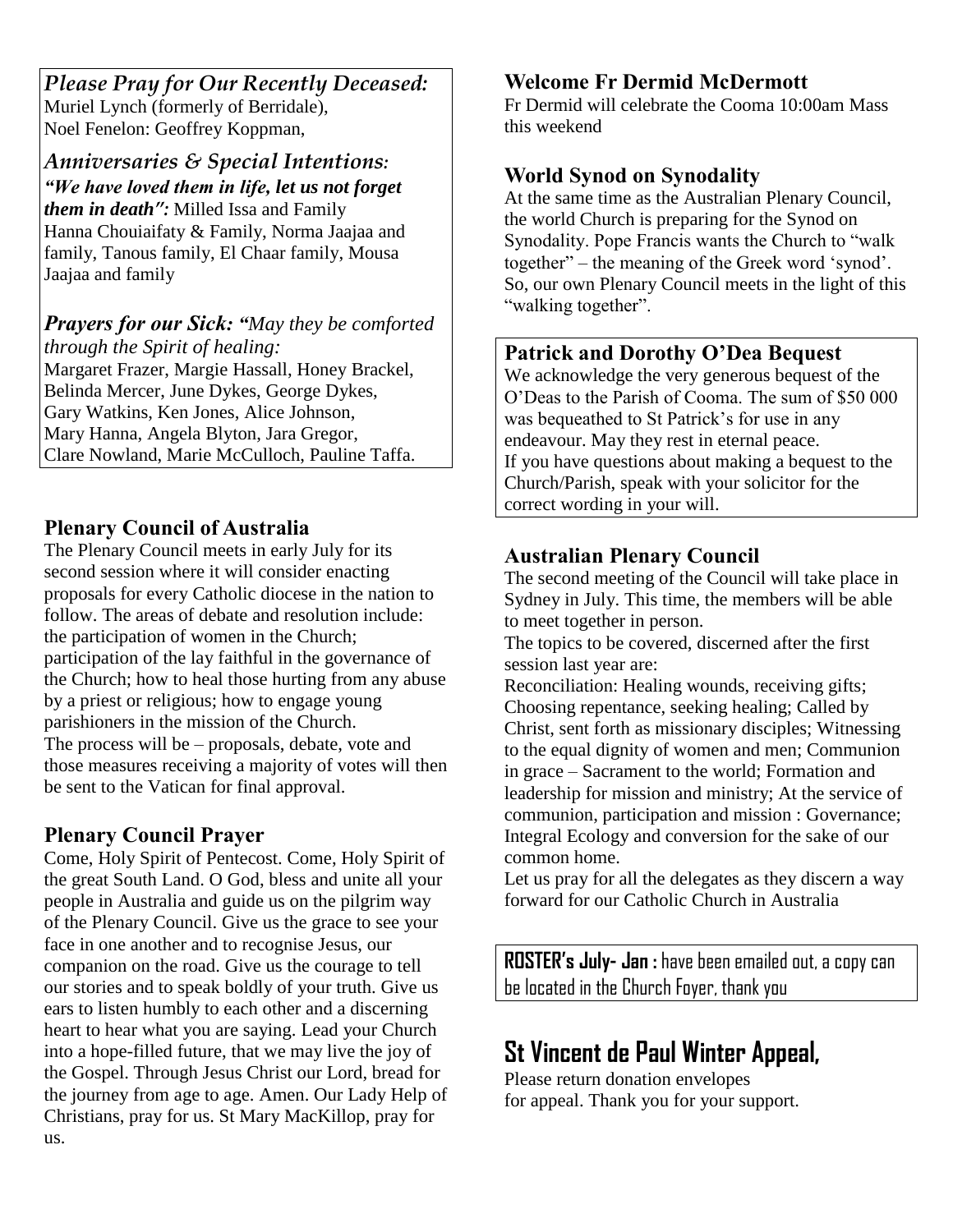*Please Pray for Our Recently Deceased:*
Muriel Lynch (formerly of Berridale), Noel Fenelon: Geoffrey Koppman,

*Anniversaries & Special Intentions:*
***"We have loved them in life, let us not forget them in death":*** Milled Issa and Family Hanna Chouiaifaty & Family, Norma Jaajaa and family, Tanous family, El Chaar family, Mousa Jaajaa and family

***Prayers for our Sick:*** *"May they be comforted through the Spirit of healing:*
Margaret Frazer, Margie Hassall, Honey Brackel, Belinda Mercer, June Dykes, George Dykes, Gary Watkins, Ken Jones, Alice Johnson, Mary Hanna, Angela Blyton, Jara Gregor, Clare Nowland, Marie McCulloch, Pauline Taffa.

### Plenary Council of Australia

The Plenary Council meets in early July for its second session where it will consider enacting proposals for every Catholic diocese in the nation to follow. The areas of debate and resolution include: the participation of women in the Church; participation of the lay faithful in the governance of the Church; how to heal those hurting from any abuse by a priest or religious; how to engage young parishioners in the mission of the Church.
The process will be – proposals, debate, vote and those measures receiving a majority of votes will then be sent to the Vatican for final approval.

### Plenary Council Prayer

Come, Holy Spirit of Pentecost. Come, Holy Spirit of the great South Land. O God, bless and unite all your people in Australia and guide us on the pilgrim way of the Plenary Council. Give us the grace to see your face in one another and to recognise Jesus, our companion on the road. Give us the courage to tell our stories and to speak boldly of your truth. Give us ears to listen humbly to each other and a discerning heart to hear what you are saying. Lead your Church into a hope-filled future, that we may live the joy of the Gospel. Through Jesus Christ our Lord, bread for the journey from age to age. Amen. Our Lady Help of Christians, pray for us. St Mary MacKillop, pray for us.

### Welcome Fr Dermid McDermott

Fr Dermid will celebrate the Cooma 10:00am Mass this weekend

### World Synod on Synodality

At the same time as the Australian Plenary Council, the world Church is preparing for the Synod on Synodality. Pope Francis wants the Church to "walk together" – the meaning of the Greek word 'synod'. So, our own Plenary Council meets in the light of this "walking together".

### Patrick and Dorothy O'Dea Bequest

We acknowledge the very generous bequest of the O'Deas to the Parish of Cooma. The sum of $50 000 was bequeathed to St Patrick's for use in any endeavour. May they rest in eternal peace.
If you have questions about making a bequest to the Church/Parish, speak with your solicitor for the correct wording in your will.

### Australian Plenary Council

The second meeting of the Council will take place in Sydney in July. This time, the members will be able to meet together in person.
The topics to be covered, discerned after the first session last year are:
Reconciliation: Healing wounds, receiving gifts; Choosing repentance, seeking healing; Called by Christ, sent forth as missionary disciples; Witnessing to the equal dignity of women and men; Communion in grace – Sacrament to the world; Formation and leadership for mission and ministry; At the service of communion, participation and mission : Governance; Integral Ecology and conversion for the sake of our common home.
Let us pray for all the delegates as they discern a way forward for our Catholic Church in Australia

**ROSTER's July- Jan :** have been emailed out, a copy can be located in the Church Foyer, thank you

## St Vincent de Paul Winter Appeal,

Please return donation envelopes for appeal. Thank you for your support.